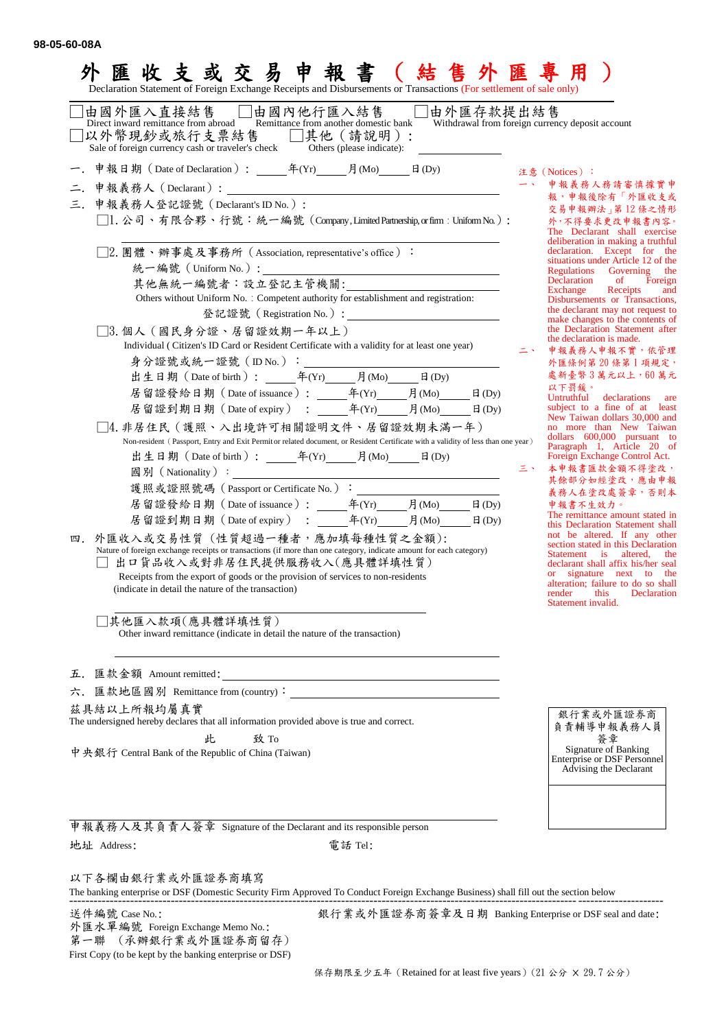98-05-60-08A

# 外匯收支或交易申報書（結售外匯專用）

Declaration Statement of Foreign Exchange Receipts and Disbursements or Transactions (For settlement of sale only)

☐由國外匯入直接結售 Direct inward remittance from abroad　☐由國內他行匯入結售 Remittance from another domestic bank　☐由外匯存款提出結售 Withdrawal from foreign currency deposit account

☐以外幣現鈔或旅行支票結售 Sale of foreign currency cash or traveler's check　☐其他（請說明）：Others (please indicate): ________

一．申報日期（Date of Declaration）：_____年(Yr)_____月(Mo)_____日(Dy)

二．申報義務人（Declarant）：________________

三．申報義務人登記證號（Declarant's ID No.）：

☐1. 公司、有限合夥、行號：統一編號（Company, Limited Partnership, or firm：Uniform No.）：________________

☐2. 團體、辦事處及事務所（Association, representative's office）：

統一編號（Uniform No.）：________________

其他無統一編號者：設立登記主管機關：________________

Others without Uniform No.：Competent authority for establishment and registration:

登記證號（Registration No.）：________________

☐3. 個人（國民身分證、居留證效期一年以上）

Individual ( Citizen's ID Card or Resident Certificate with a validity for at least one year)

身分證號或統一證號（ID No.）：________________

出生日期（Date of birth）：_____年(Yr)_____月(Mo)_____日(Dy)

居留證發給日期（Date of issuance）：_____年(Yr)_____月(Mo)_____日(Dy)

居留證到期日期（Date of expiry）：_____年(Yr)_____月(Mo)_____日(Dy)

☐4. 非居住民（護照、入出境許可相關證明文件、居留證效期未滿一年）

Non-resident（Passport, Entry and Exit Permit or related document, or Resident Certificate with a validity of less than one year）

出生日期（Date of birth）：_____年(Yr)_____月(Mo)_____日(Dy)

國別（Nationality）：________________

護照或證照號碼（Passport or Certificate No.）：________________

居留證發給日期（Date of issuance）：_____年(Yr)_____月(Mo)_____日(Dy)

居留證到期日期（Date of expiry）：_____年(Yr)_____月(Mo)_____日(Dy)

四．外匯收入或交易性質（性質超過一種者，應加填每種性質之金額）：

Nature of foreign exchange receipts or transactions (if more than one category, indicate amount for each category)

☐ 出口貨品收入或對非居住民提供服務收入（應具體詳填性質）

Receipts from the export of goods or the provision of services to non-residents (indicate in detail the nature of the transaction)

________________

☐其他匯入款項（應具體詳填性質）

Other inward remittance (indicate in detail the nature of the transaction)

________________

五．匯款金額 Amount remitted：________________

六．匯款地區國別 Remittance from (country)：________________

茲具結以上所報均屬真實

The undersigned hereby declares that all information provided above is true and correct.

此　致 To

中央銀行 Central Bank of the Republic of China (Taiwan)

________________

申報義務人及其負責人簽章 Signature of the Declarant and its responsible person

地址 Address：　　　　電話 Tel：

注意（Notices）：

一、申報義務人務請審慎據實申報，申報後除有「外匯收支或交易申報辦法」第12條之情形外，不得要求更改申報書內容。The Declarant shall exercise deliberation in making a truthful declaration. Except for the situations under Article 12 of the Regulations Governing the Declaration of Foreign Exchange Receipts and Disbursements or Transactions, the declarant may not request to make changes to the contents of the Declaration Statement after the declaration is made.

二、申報義務人申報不實，依管理外匯條例第20條第1項規定，處新臺幣3萬元以上，60萬元以下罰鍰。Untruthful declarations are subject to a fine of at least New Taiwan dollars 30,000 and no more than New Taiwan dollars 600,000 pursuant to Paragraph 1, Article 20 of Foreign Exchange Control Act.

三、本申報書匯款金額不得塗改，其餘部分如經塗改，應由申報義務人在塗改處簽章，否則本申報書不生效力。The remittance amount stated in this Declaration Statement shall not be altered. If any other section stated in this Declaration Statement is altered, the declarant shall affix his/her seal or signature next to the alteration; failure to do so shall render this Declaration Statement invalid.

| 銀行業或外匯證券商負責輔導申報義務人員簽章 Signature of Banking Enterprise or DSF Personnel Advising the Declarant |
|---|
| |

以下各欄由銀行業或外匯證券商填寫

The banking enterprise or DSF (Domestic Security Firm Approved To Conduct Foreign Exchange Business) shall fill out the section below

送件編號 Case No.：　　　　銀行業或外匯證券商簽章及日期 Banking Enterprise or DSF seal and date：

外匯水單編號 Foreign Exchange Memo No.：

第一聯（承辦銀行業或外匯證券商留存）

First Copy (to be kept by the banking enterprise or DSF)

保存期限至少五年（Retained for at least five years）（21公分 × 29.7公分）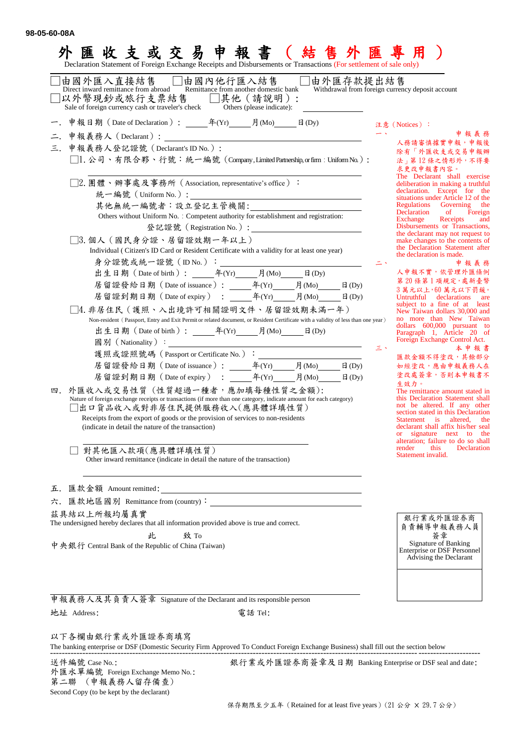98-05-60-08A

# 外匯收支或交易申報書（結售外匯專用）

Declaration Statement of Foreign Exchange Receipts and Disbursements or Transactions (For settlement of sale only)

☐由國外匯入直接結售 Direct inward remittance from abroad　☐由國內他行匯入結售 Remittance from another domestic bank　☐由外匯存款提出結售 Withdrawal from foreign currency deposit account

☐以外幣現鈔或旅行支票結售 Sale of foreign currency cash or traveler's check　☐其他（請說明）： Others (please indicate): ________

一. 申報日期（Date of Declaration）： ____年(Yr)____月(Mo)____日(Dy)

二. 申報義務人（Declarant）： ________

三. 申報義務人登記證號（Declarant's ID No.）：

☐1. 公司、有限合夥、行號：統一編號（Company, Limited Partnership, or firm：Uniform No.）：
________

☐2. 團體、辦事處及事務所（Association, representative's office）：

統一編號（Uniform No.）： ________

其他無統一編號者：設立登記主管機關： ________

Others without Uniform No.：Competent authority for establishment and registration:

登記證號（Registration No.）： ________

☐3. 個人（國民身分證、居留證效期一年以上）

Individual ( Citizen's ID Card or Resident Certificate with a validity for at least one year)

身分證號或統一證號（ID No.）： ________

出生日期（Date of birth）： ____年(Yr)____月(Mo)____日(Dy)

居留證發給日期（Date of issuance）： ____年(Yr)____月(Mo)____日(Dy)

居留證到期日期（Date of expiry）： ____年(Yr)____月(Mo)____日(Dy)

☐4. 非居住民（護照、入出境許可相關證明文件、居留證效期未滿一年）

Non-resident（Passport, Entry and Exit Permit or related document, or Resident Certificate with a validity of less than one year）

出生日期（Date of birth）： ____年(Yr)____月(Mo)____日(Dy)

國別（Nationality）： ________

護照或證照號碼（Passport or Certificate No.）： ________

居留證發給日期（Date of issuance）： ____年(Yr)____月(Mo)____日(Dy)

居留證到期日期（Date of expiry）： ____年(Yr)____月(Mo)____日(Dy)

四. 外匯收入或交易性質（性質超過一種者，應加填每種性質之金額）:

Nature of foreign exchange receipts or transactions (if more than one category, indicate amount for each category)

☐出口貨品收入或對非居住民提供服務收入(應具體詳填性質)

Receipts from the export of goods or the provision of services to non-residents (indicate in detail the nature of the transaction)

________

☐ 對其他匯入款項(應具體詳填性質)

Other inward remittance (indicate in detail the nature of the transaction)

________

五. 匯款金額 Amount remitted： ________

六. 匯款地區國別 Remittance from (country)： ________

茲具結以上所報均屬真實

The undersigned hereby declares that all information provided above is true and correct.

此　　致 To

中央銀行 Central Bank of the Republic of China (Taiwan)

________

申報義務人及其負責人簽章 Signature of the Declarant and its responsible person

地址 Address：　　　　　　電話 Tel：

注意（Notices）：

一、申報義務人務請審慎據實申報，申報後除有「外匯收支或交易申報辦法」第 12 條之情形外，不得要求更改申報書內容。
The Declarant shall exercise deliberation in making a truthful declaration. Except for the situations under Article 12 of the Regulations Governing the Declaration of Foreign Exchange Receipts and Disbursements or Transactions, the declarant may not request to make changes to the contents of the Declaration Statement after the declaration is made.

二、申報義務人申報不實，依管理外匯條例第 20 條第 1 項規定，處新臺幣 3 萬元以上，60 萬元以下罰鍰。
Untruthful declarations are subject to a fine of at least New Taiwan dollars 30,000 and no more than New Taiwan dollars 600,000 pursuant to Paragraph 1, Article 20 of Foreign Exchange Control Act.

三、本申報書匯款金額不得塗改，其餘部分如經塗改，應由申報義務人在塗改處簽章，否則本申報書不生效力。
The remittance amount stated in this Declaration Statement shall not be altered. If any other section stated in this Declaration Statement is altered, the declarant shall affix his/her seal or signature next to the alteration; failure to do so shall render this Declaration Statement invalid.

| 銀行業或外匯證券商負責輔導申報義務人員簽章 Signature of Banking Enterprise or DSF Personnel Advising the Declarant |
|---|
| |

以下各欄由銀行業或外匯證券商填寫

The banking enterprise or DSF (Domestic Security Firm Approved To Conduct Foreign Exchange Business) shall fill out the section below

送件編號 Case No.：　　　　銀行業或外匯證券商簽章及日期 Banking Enterprise or DSF seal and date：

外匯水單編號 Foreign Exchange Memo No.：

第二聯 （申報義務人留存備查）

Second Copy (to be kept by the declarant)

保存期限至少五年（Retained for at least five years）(21 公分 × 29.7 公分)